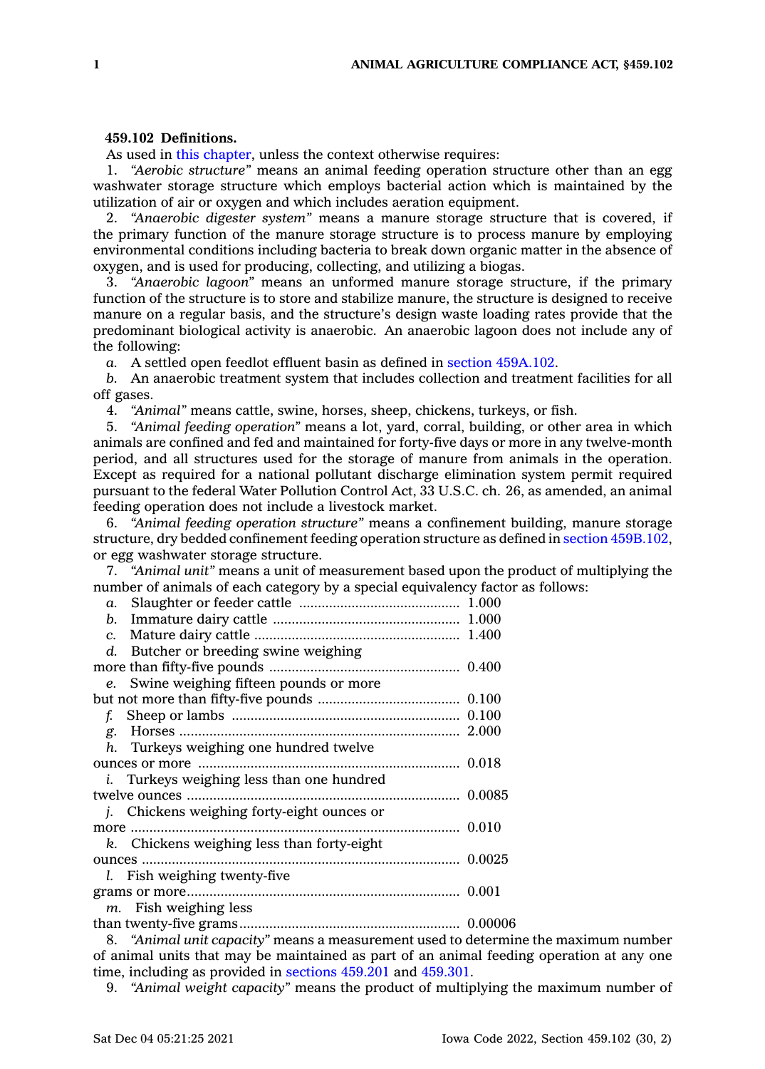**459.102 Definitions.**

As used in this chapter, unless the context otherwise requires:

1. *"Aerobic structure"* means an animal feeding operation structure other than an egg washwater storage structure which employs bacterial action which is maintained by the utilization of air or oxygen and which includes aeration equipment.

2. *"Anaerobic digester system"* means a manure storage structure that is covered, if the primary function of the manure storage structure is to process manure by employing environmental conditions including bacteria to break down organic matter in the absence of oxygen, and is used for producing, collecting, and utilizing a biogas.

3. *"Anaerobic lagoon"* means an unformed manure storage structure, if the primary function of the structure is to store and stabilize manure, the structure is designed to receive manure on a regular basis, and the structure's design waste loading rates provide that the predominant biological activity is anaerobic. An anaerobic lagoon does not include any of the following:

*a.* A settled open feedlot effluent basin as defined in section 459A.102.

*b.* An anaerobic treatment system that includes collection and treatment facilities for all off gases.

4. *"Animal"* means cattle, swine, horses, sheep, chickens, turkeys, or fish.

5. *"Animal feeding operation"* means a lot, yard, corral, building, or other area in which animals are confined and fed and maintained for forty-five days or more in any twelve-month period, and all structures used for the storage of manure from animals in the operation. Except as required for a national pollutant discharge elimination system permit required pursuant to the federal Water Pollution Control Act, 33 U.S.C. ch. 26, as amended, an animal feeding operation does not include a livestock market.

6. *"Animal feeding operation structure"* means a confinement building, manure storage structure, dry bedded confinement feeding operation structure as defined in section 459B.102, or egg washwater storage structure.

7. *"Animal unit"* means a unit of measurement based upon the product of multiplying the number of animals of each category by a special equivalency factor as follows:

| | |
|---|---|
| *a.* Slaughter or feeder cattle | 1.000 |
| *b.* Immature dairy cattle | 1.000 |
| *c.* Mature dairy cattle | 1.400 |
| *d.* Butcher or breeding swine weighing more than fifty-five pounds | 0.400 |
| *e.* Swine weighing fifteen pounds or more but not more than fifty-five pounds | 0.100 |
| *f.* Sheep or lambs | 0.100 |
| *g.* Horses | 2.000 |
| *h.* Turkeys weighing one hundred twelve ounces or more | 0.018 |
| *i.* Turkeys weighing less than one hundred twelve ounces | 0.0085 |
| *j.* Chickens weighing forty-eight ounces or more | 0.010 |
| *k.* Chickens weighing less than forty-eight ounces | 0.0025 |
| *l.* Fish weighing twenty-five grams or more | 0.001 |
| *m.* Fish weighing less than twenty-five grams | 0.00006 |

8. *"Animal unit capacity"* means a measurement used to determine the maximum number of animal units that may be maintained as part of an animal feeding operation at any one time, including as provided in sections 459.201 and 459.301.

9. *"Animal weight capacity"* means the product of multiplying the maximum number of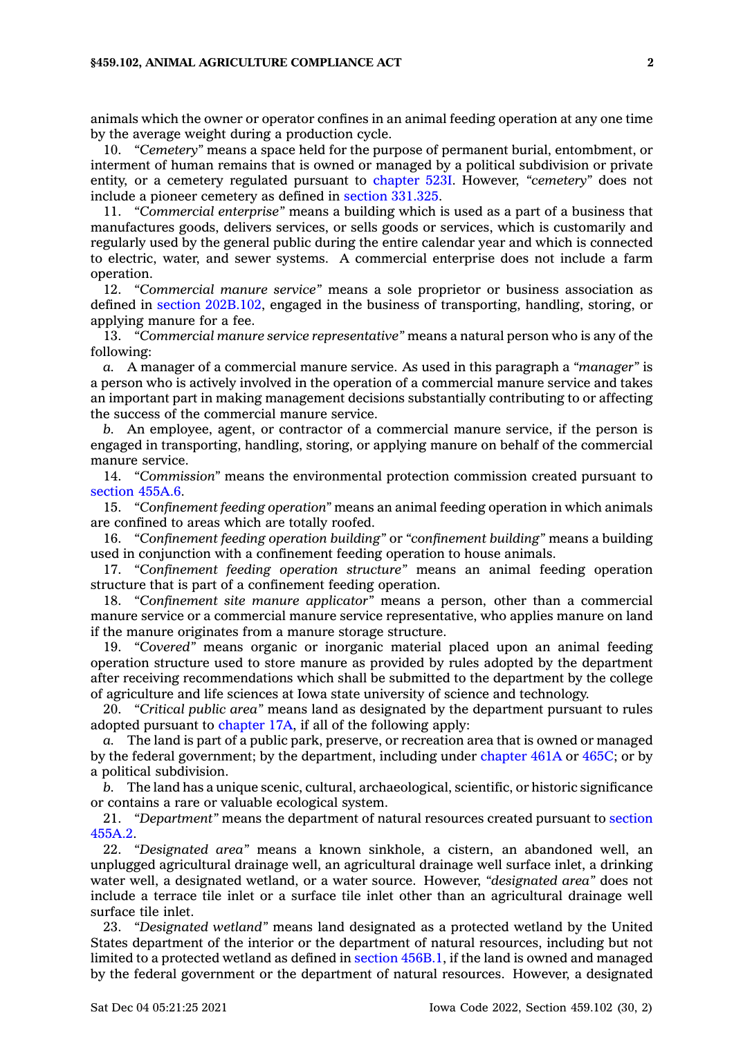animals which the owner or operator confines in an animal feeding operation at any one time by the average weight during a production cycle.

10. *"Cemetery"* means a space held for the purpose of permanent burial, entombment, or interment of human remains that is owned or managed by a political subdivision or private entity, or a cemetery regulated pursuant to chapter 523I. However, *"cemetery"* does not include a pioneer cemetery as defined in section 331.325.

11. *"Commercial enterprise"* means a building which is used as a part of a business that manufactures goods, delivers services, or sells goods or services, which is customarily and regularly used by the general public during the entire calendar year and which is connected to electric, water, and sewer systems. A commercial enterprise does not include a farm operation.

12. *"Commercial manure service"* means a sole proprietor or business association as defined in section 202B.102, engaged in the business of transporting, handling, storing, or applying manure for a fee.

13. *"Commercial manure service representative"* means a natural person who is any of the following:

*a.* A manager of a commercial manure service. As used in this paragraph a *"manager"* is a person who is actively involved in the operation of a commercial manure service and takes an important part in making management decisions substantially contributing to or affecting the success of the commercial manure service.

*b.* An employee, agent, or contractor of a commercial manure service, if the person is engaged in transporting, handling, storing, or applying manure on behalf of the commercial manure service.

14. *"Commission"* means the environmental protection commission created pursuant to section 455A.6.

15. *"Confinement feeding operation"* means an animal feeding operation in which animals are confined to areas which are totally roofed.

16. *"Confinement feeding operation building"* or *"confinement building"* means a building used in conjunction with a confinement feeding operation to house animals.

17. *"Confinement feeding operation structure"* means an animal feeding operation structure that is part of a confinement feeding operation.

18. *"Confinement site manure applicator"* means a person, other than a commercial manure service or a commercial manure service representative, who applies manure on land if the manure originates from a manure storage structure.

19. *"Covered"* means organic or inorganic material placed upon an animal feeding operation structure used to store manure as provided by rules adopted by the department after receiving recommendations which shall be submitted to the department by the college of agriculture and life sciences at Iowa state university of science and technology.

20. *"Critical public area"* means land as designated by the department pursuant to rules adopted pursuant to chapter 17A, if all of the following apply:

*a.* The land is part of a public park, preserve, or recreation area that is owned or managed by the federal government; by the department, including under chapter 461A or 465C; or by a political subdivision.

*b.* The land has a unique scenic, cultural, archaeological, scientific, or historic significance or contains a rare or valuable ecological system.

21. *"Department"* means the department of natural resources created pursuant to section 455A.2.

22. *"Designated area"* means a known sinkhole, a cistern, an abandoned well, an unplugged agricultural drainage well, an agricultural drainage well surface inlet, a drinking water well, a designated wetland, or a water source. However, *"designated area"* does not include a terrace tile inlet or a surface tile inlet other than an agricultural drainage well surface tile inlet.

23. *"Designated wetland"* means land designated as a protected wetland by the United States department of the interior or the department of natural resources, including but not limited to a protected wetland as defined in section 456B.1, if the land is owned and managed by the federal government or the department of natural resources. However, a designated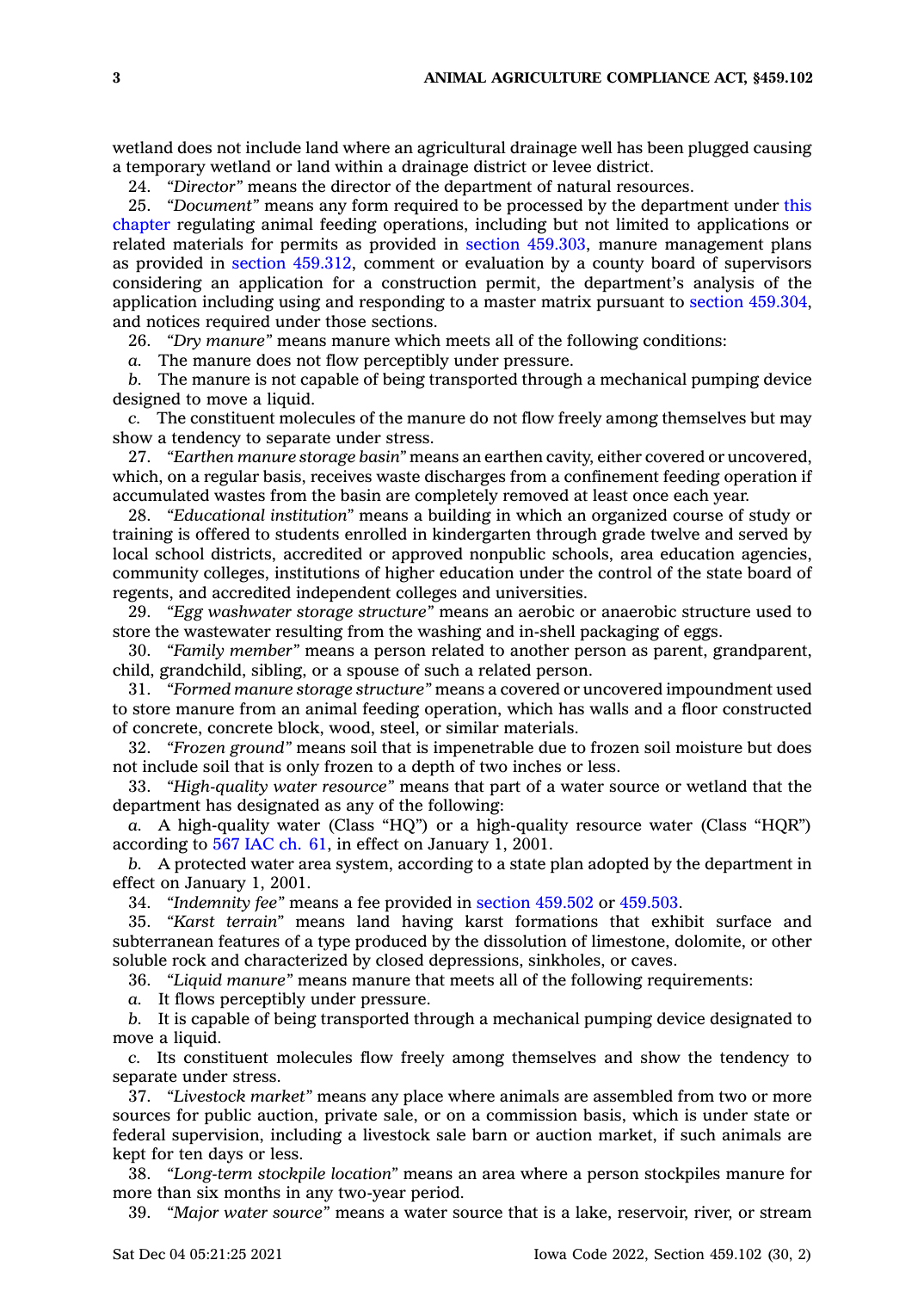wetland does not include land where an agricultural drainage well has been plugged causing a temporary wetland or land within a drainage district or levee district.

24. *"Director"* means the director of the department of natural resources.

25. *"Document"* means any form required to be processed by the department under this chapter regulating animal feeding operations, including but not limited to applications or related materials for permits as provided in section 459.303, manure management plans as provided in section 459.312, comment or evaluation by a county board of supervisors considering an application for a construction permit, the department's analysis of the application including using and responding to a master matrix pursuant to section 459.304, and notices required under those sections.

26. *"Dry manure"* means manure which meets all of the following conditions:

*a.* The manure does not flow perceptibly under pressure.

*b.* The manure is not capable of being transported through a mechanical pumping device designed to move a liquid.

*c.* The constituent molecules of the manure do not flow freely among themselves but may show a tendency to separate under stress.

27. *"Earthen manure storage basin"* means an earthen cavity, either covered or uncovered, which, on a regular basis, receives waste discharges from a confinement feeding operation if accumulated wastes from the basin are completely removed at least once each year.

28. *"Educational institution"* means a building in which an organized course of study or training is offered to students enrolled in kindergarten through grade twelve and served by local school districts, accredited or approved nonpublic schools, area education agencies, community colleges, institutions of higher education under the control of the state board of regents, and accredited independent colleges and universities.

29. *"Egg washwater storage structure"* means an aerobic or anaerobic structure used to store the wastewater resulting from the washing and in-shell packaging of eggs.

30. *"Family member"* means a person related to another person as parent, grandparent, child, grandchild, sibling, or a spouse of such a related person.

31. *"Formed manure storage structure"* means a covered or uncovered impoundment used to store manure from an animal feeding operation, which has walls and a floor constructed of concrete, concrete block, wood, steel, or similar materials.

32. *"Frozen ground"* means soil that is impenetrable due to frozen soil moisture but does not include soil that is only frozen to a depth of two inches or less.

33. *"High-quality water resource"* means that part of a water source or wetland that the department has designated as any of the following:

*a.* A high-quality water (Class "HQ") or a high-quality resource water (Class "HQR") according to 567 IAC ch. 61, in effect on January 1, 2001.

*b.* A protected water area system, according to a state plan adopted by the department in effect on January 1, 2001.

34. *"Indemnity fee"* means a fee provided in section 459.502 or 459.503.

35. *"Karst terrain"* means land having karst formations that exhibit surface and subterranean features of a type produced by the dissolution of limestone, dolomite, or other soluble rock and characterized by closed depressions, sinkholes, or caves.

36. *"Liquid manure"* means manure that meets all of the following requirements:

*a.* It flows perceptibly under pressure.

*b.* It is capable of being transported through a mechanical pumping device designated to move a liquid.

*c.* Its constituent molecules flow freely among themselves and show the tendency to separate under stress.

37. *"Livestock market"* means any place where animals are assembled from two or more sources for public auction, private sale, or on a commission basis, which is under state or federal supervision, including a livestock sale barn or auction market, if such animals are kept for ten days or less.

38. *"Long-term stockpile location"* means an area where a person stockpiles manure for more than six months in any two-year period.

39. *"Major water source"* means a water source that is a lake, reservoir, river, or stream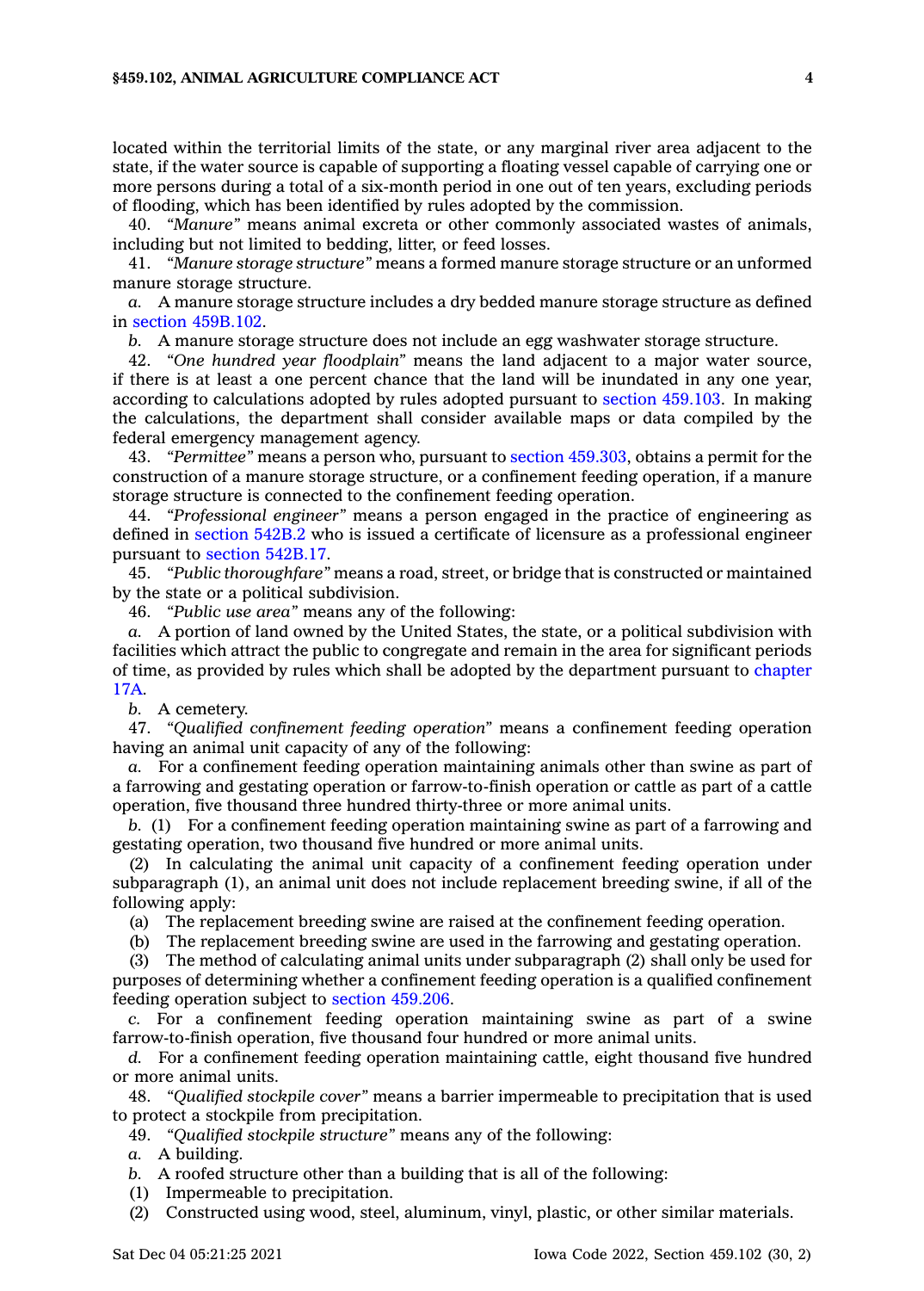located within the territorial limits of the state, or any marginal river area adjacent to the state, if the water source is capable of supporting a floating vessel capable of carrying one or more persons during a total of a six-month period in one out of ten years, excluding periods of flooding, which has been identified by rules adopted by the commission.

40. *"Manure"* means animal excreta or other commonly associated wastes of animals, including but not limited to bedding, litter, or feed losses.

41. *"Manure storage structure"* means a formed manure storage structure or an unformed manure storage structure.

*a.* A manure storage structure includes a dry bedded manure storage structure as defined in section 459B.102.

*b.* A manure storage structure does not include an egg washwater storage structure.

42. *"One hundred year floodplain"* means the land adjacent to a major water source, if there is at least a one percent chance that the land will be inundated in any one year, according to calculations adopted by rules adopted pursuant to section 459.103. In making the calculations, the department shall consider available maps or data compiled by the federal emergency management agency.

43. *"Permittee"* means a person who, pursuant to section 459.303, obtains a permit for the construction of a manure storage structure, or a confinement feeding operation, if a manure storage structure is connected to the confinement feeding operation.

44. *"Professional engineer"* means a person engaged in the practice of engineering as defined in section 542B.2 who is issued a certificate of licensure as a professional engineer pursuant to section 542B.17.

45. *"Public thoroughfare"* means a road, street, or bridge that is constructed or maintained by the state or a political subdivision.

46. *"Public use area"* means any of the following:

*a.* A portion of land owned by the United States, the state, or a political subdivision with facilities which attract the public to congregate and remain in the area for significant periods of time, as provided by rules which shall be adopted by the department pursuant to chapter 17A.

*b.* A cemetery.

47. *"Qualified confinement feeding operation"* means a confinement feeding operation having an animal unit capacity of any of the following:

*a.* For a confinement feeding operation maintaining animals other than swine as part of a farrowing and gestating operation or farrow-to-finish operation or cattle as part of a cattle operation, five thousand three hundred thirty-three or more animal units.

*b.* (1) For a confinement feeding operation maintaining swine as part of a farrowing and gestating operation, two thousand five hundred or more animal units.

(2) In calculating the animal unit capacity of a confinement feeding operation under subparagraph (1), an animal unit does not include replacement breeding swine, if all of the following apply:

(a) The replacement breeding swine are raised at the confinement feeding operation.

(b) The replacement breeding swine are used in the farrowing and gestating operation.

(3) The method of calculating animal units under subparagraph (2) shall only be used for purposes of determining whether a confinement feeding operation is a qualified confinement feeding operation subject to section 459.206.

*c.* For a confinement feeding operation maintaining swine as part of a swine farrow-to-finish operation, five thousand four hundred or more animal units.

*d.* For a confinement feeding operation maintaining cattle, eight thousand five hundred or more animal units.

48. *"Qualified stockpile cover"* means a barrier impermeable to precipitation that is used to protect a stockpile from precipitation.

49. *"Qualified stockpile structure"* means any of the following:

*a.* A building.

*b.* A roofed structure other than a building that is all of the following:

(1) Impermeable to precipitation.

(2) Constructed using wood, steel, aluminum, vinyl, plastic, or other similar materials.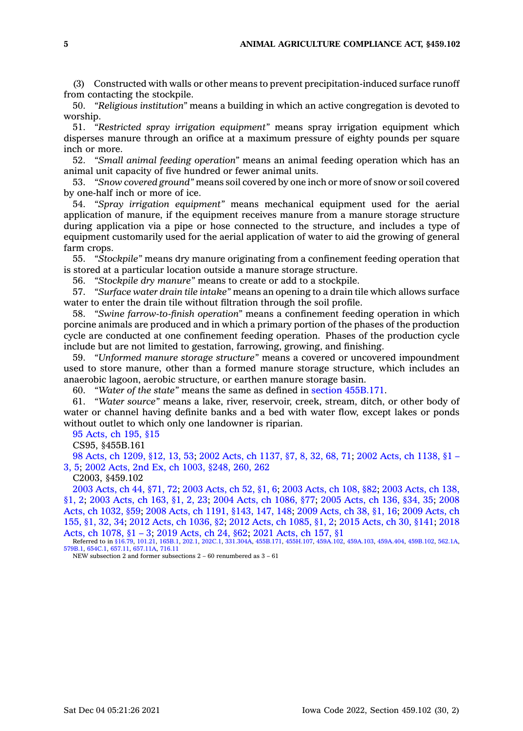(3) Constructed with walls or other means to prevent precipitation-induced surface runoff from contacting the stockpile.

50. *"Religious institution"* means a building in which an active congregation is devoted to worship.

51. *"Restricted spray irrigation equipment"* means spray irrigation equipment which disperses manure through an orifice at a maximum pressure of eighty pounds per square inch or more.

52. *"Small animal feeding operation"* means an animal feeding operation which has an animal unit capacity of five hundred or fewer animal units.

53. *"Snow covered ground"* means soil covered by one inch or more of snow or soil covered by one-half inch or more of ice.

54. *"Spray irrigation equipment"* means mechanical equipment used for the aerial application of manure, if the equipment receives manure from a manure storage structure during application via a pipe or hose connected to the structure, and includes a type of equipment customarily used for the aerial application of water to aid the growing of general farm crops.

55. *"Stockpile"* means dry manure originating from a confinement feeding operation that is stored at a particular location outside a manure storage structure.

56. *"Stockpile dry manure"* means to create or add to a stockpile.

57. *"Surface water drain tile intake"* means an opening to a drain tile which allows surface water to enter the drain tile without filtration through the soil profile.

58. *"Swine farrow-to-finish operation"* means a confinement feeding operation in which porcine animals are produced and in which a primary portion of the phases of the production cycle are conducted at one confinement feeding operation. Phases of the production cycle include but are not limited to gestation, farrowing, growing, and finishing.

59. *"Unformed manure storage structure"* means a covered or uncovered impoundment used to store manure, other than a formed manure storage structure, which includes an anaerobic lagoon, aerobic structure, or earthen manure storage basin.

60. *"Water of the state"* means the same as defined in section 455B.171.

61. *"Water source"* means a lake, river, reservoir, creek, stream, ditch, or other body of water or channel having definite banks and a bed with water flow, except lakes or ponds without outlet to which only one landowner is riparian.

95 Acts, ch 195, §15

CS95, §455B.161

98 Acts, ch 1209, §12, 13, 53; 2002 Acts, ch 1137, §7, 8, 32, 68, 71; 2002 Acts, ch 1138, §1 – 3, 5; 2002 Acts, 2nd Ex, ch 1003, §248, 260, 262

C2003, §459.102

2003 Acts, ch 44, §71, 72; 2003 Acts, ch 52, §1, 6; 2003 Acts, ch 108, §82; 2003 Acts, ch 138, §1, 2; 2003 Acts, ch 163, §1, 2, 23; 2004 Acts, ch 1086, §77; 2005 Acts, ch 136, §34, 35; 2008 Acts, ch 1032, §59; 2008 Acts, ch 1191, §143, 147, 148; 2009 Acts, ch 38, §1, 16; 2009 Acts, ch 155, §1, 32, 34; 2012 Acts, ch 1036, §2; 2012 Acts, ch 1085, §1, 2; 2015 Acts, ch 30, §141; 2018 Acts, ch 1078, §1 – 3; 2019 Acts, ch 24, §62; 2021 Acts, ch 157, §1

Referred to in §16.79, 101.21, 165B.1, 202.1, 202C.1, 331.304A, 455B.171, 455H.107, 459A.102, 459A.103, 459A.404, 459B.102, 562.1A, 579B.1, 654C.1, 657.11, 657.11A, 716.11

NEW subsection 2 and former subsections 2 – 60 renumbered as 3 – 61